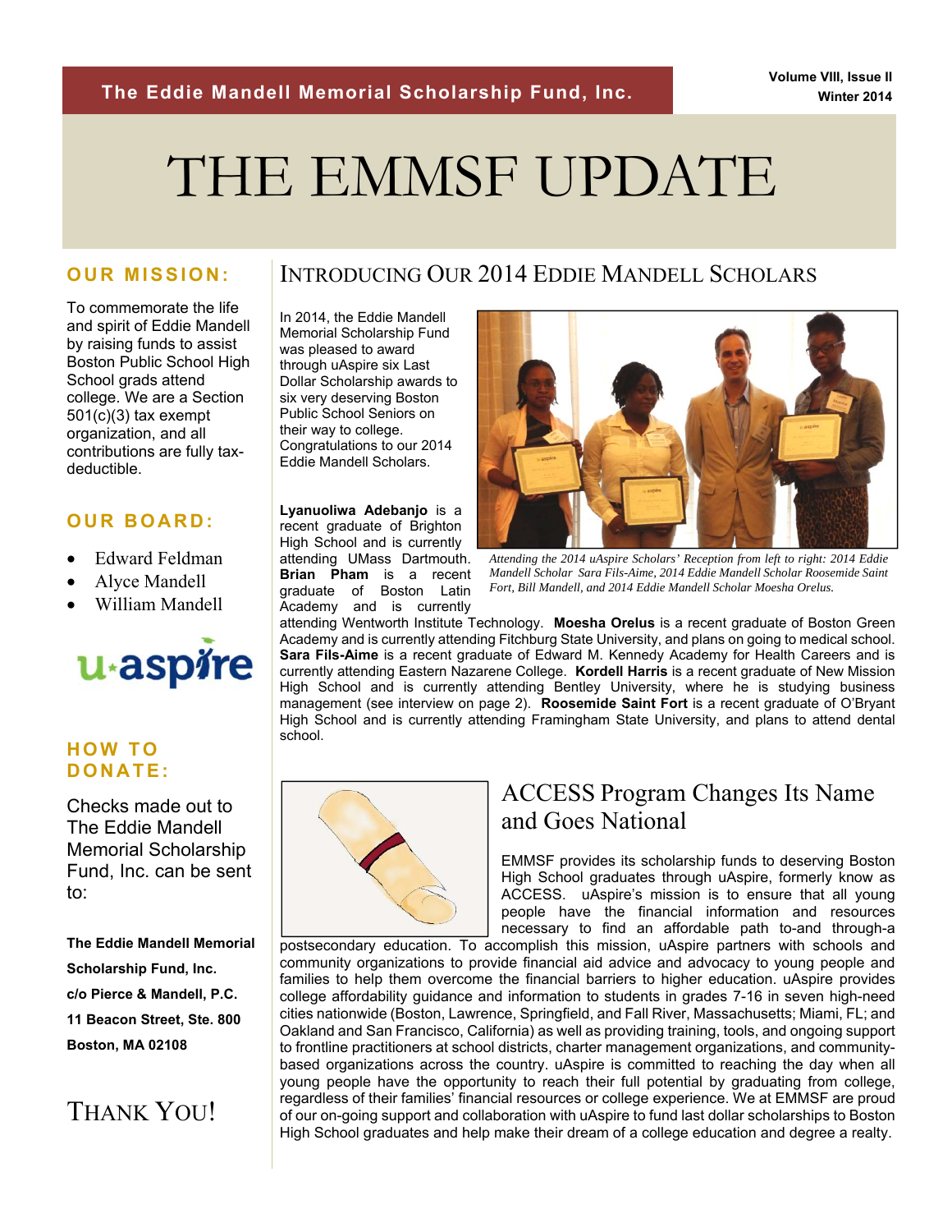The Eddie Mandell Memorial Scholarship Fund, Inc.

Volume VIII, Issue II
Winter 2014

# THE EMMSF UPDATE

### OUR MISSION:

To commemorate the life and spirit of Eddie Mandell by raising funds to assist Boston Public School High School grads attend college. We are a Section 501(c)(3) tax exempt organization, and all contributions are fully tax-deductible.

### OUR BOARD:

- Edward Feldman
- Alyce Mandell
- William Mandell

### HOW TO DONATE:

Checks made out to The Eddie Mandell Memorial Scholarship Fund, Inc. can be sent to:

**The Eddie Mandell Memorial Scholarship Fund, Inc.**
**c/o Pierce & Mandell, P.C.**
**11 Beacon Street, Ste. 800**
**Boston, MA 02108**

THANK YOU!

## INTRODUCING OUR 2014 EDDIE MANDELL SCHOLARS

In 2014, the Eddie Mandell Memorial Scholarship Fund was pleased to award through uAspire six Last Dollar Scholarship awards to six very deserving Boston Public School Seniors on their way to college. Congratulations to our 2014 Eddie Mandell Scholars.

*Attending the 2014 uAspire Scholars' Reception from left to right: 2014 Eddie Mandell Scholar Sara Fils-Aime, 2014 Eddie Mandell Scholar Roosemide Saint Fort, Bill Mandell, and 2014 Eddie Mandell Scholar Moesha Orelus.*

**Lyanuoliwa Adebanjo** is a recent graduate of Brighton High School and is currently attending UMass Dartmouth. **Brian Pham** is a recent graduate of Boston Latin Academy and is currently attending Wentworth Institute Technology. **Moesha Orelus** is a recent graduate of Boston Green Academy and is currently attending Fitchburg State University, and plans on going to medical school. **Sara Fils-Aime** is a recent graduate of Edward M. Kennedy Academy for Health Careers and is currently attending Eastern Nazarene College. **Kordell Harris** is a recent graduate of New Mission High School and is currently attending Bentley University, where he is studying business management (see interview on page 2). **Roosemide Saint Fort** is a recent graduate of O'Bryant High School and is currently attending Framingham State University, and plans to attend dental school.

## ACCESS Program Changes Its Name and Goes National

EMMSF provides its scholarship funds to deserving Boston High School graduates through uAspire, formerly know as ACCESS. uAspire's mission is to ensure that all young people have the financial information and resources necessary to find an affordable path to-and through-a postsecondary education. To accomplish this mission, uAspire partners with schools and community organizations to provide financial aid advice and advocacy to young people and families to help them overcome the financial barriers to higher education. uAspire provides college affordability guidance and information to students in grades 7-16 in seven high-need cities nationwide (Boston, Lawrence, Springfield, and Fall River, Massachusetts; Miami, FL; and Oakland and San Francisco, California) as well as providing training, tools, and ongoing support to frontline practitioners at school districts, charter management organizations, and community-based organizations across the country. uAspire is committed to reaching the day when all young people have the opportunity to reach their full potential by graduating from college, regardless of their families' financial resources or college experience. We at EMMSF are proud of our on-going support and collaboration with uAspire to fund last dollar scholarships to Boston High School graduates and help make their dream of a college education and degree a realty.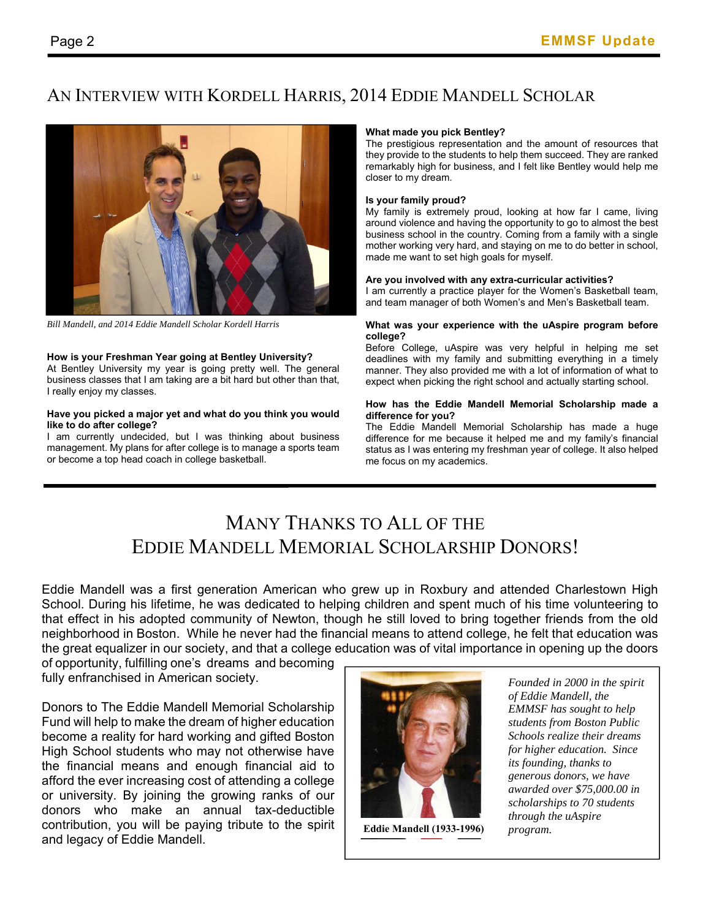# An Interview with Kordell Harris, 2014 Eddie Mandell Scholar

*Bill Mandell, and 2014 Eddie Mandell Scholar Kordell Harris*

**How is your Freshman Year going at Bentley University?**
At Bentley University my year is going pretty well. The general business classes that I am taking are a bit hard but other than that, I really enjoy my classes.

**Have you picked a major yet and what do you think you would like to do after college?**
I am currently undecided, but I was thinking about business management. My plans for after college is to manage a sports team or become a top head coach in college basketball.

**What made you pick Bentley?**
The prestigious representation and the amount of resources that they provide to the students to help them succeed. They are ranked remarkably high for business, and I felt like Bentley would help me closer to my dream.

**Is your family proud?**
My family is extremely proud, looking at how far I came, living around violence and having the opportunity to go to almost the best business school in the country. Coming from a family with a single mother working very hard, and staying on me to do better in school, made me want to set high goals for myself.

**Are you involved with any extra-curricular activities?**
I am currently a practice player for the Women's Basketball team, and team manager of both Women's and Men's Basketball team.

**What was your experience with the uAspire program before college?**
Before College, uAspire was very helpful in helping me set deadlines with my family and submitting everything in a timely manner. They also provided me with a lot of information of what to expect when picking the right school and actually starting school.

**How has the Eddie Mandell Memorial Scholarship made a difference for you?**
The Eddie Mandell Memorial Scholarship has made a huge difference for me because it helped me and my family's financial status as I was entering my freshman year of college. It also helped me focus on my academics.

# Many Thanks to All of the Eddie Mandell Memorial Scholarship Donors!

Eddie Mandell was a first generation American who grew up in Roxbury and attended Charlestown High School. During his lifetime, he was dedicated to helping children and spent much of his time volunteering to that effect in his adopted community of Newton, though he still loved to bring together friends from the old neighborhood in Boston. While he never had the financial means to attend college, he felt that education was the great equalizer in our society, and that a college education was of vital importance in opening up the doors of opportunity, fulfilling one's dreams and becoming fully enfranchised in American society.

Donors to The Eddie Mandell Memorial Scholarship Fund will help to make the dream of higher education become a reality for hard working and gifted Boston High School students who may not otherwise have the financial means and enough financial aid to afford the ever increasing cost of attending a college or university. By joining the growing ranks of our donors who make an annual tax-deductible contribution, you will be paying tribute to the spirit and legacy of Eddie Mandell.

**Eddie Mandell (1933-1996)**

*Founded in 2000 in the spirit of Eddie Mandell, the EMMSF has sought to help students from Boston Public Schools realize their dreams for higher education. Since its founding, thanks to generous donors, we have awarded over $75,000.00 in scholarships to 70 students through the uAspire program.*